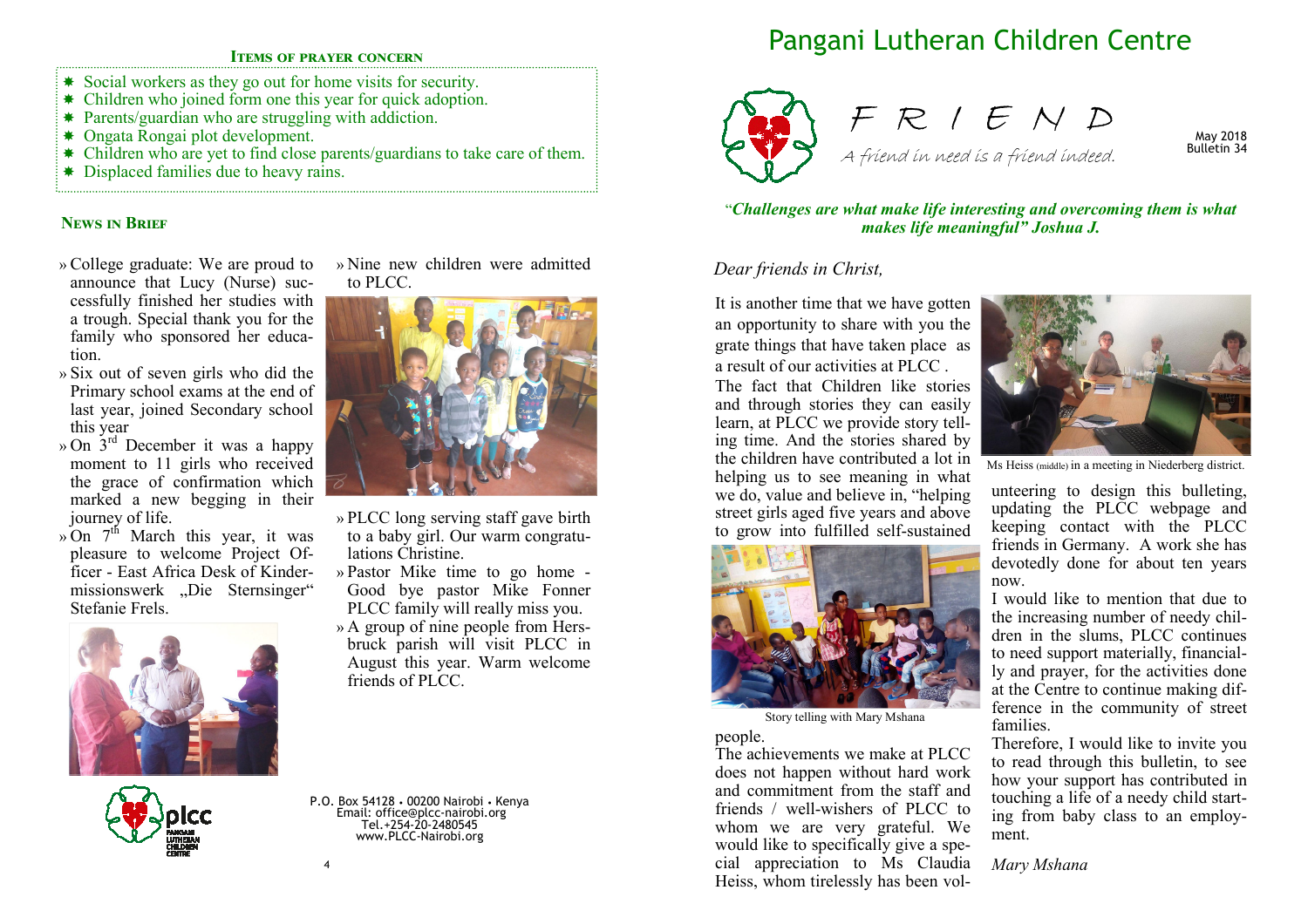# Pangani Lutheran Children Centre

## FRIEND

*A friend in need is a friend indeed.*

May 2018
Bulletin 34

*"Challenges are what make life interesting and overcoming them is what makes life meaningful" Joshua J.*

*Dear friends in Christ,*

It is another time that we have gotten an opportunity to share with you the grate things that have taken place as a result of our activities at PLCC .

The fact that Children like stories and through stories they can easily learn, at PLCC we provide story telling time. And the stories shared by the children have contributed a lot in helping us to see meaning in what we do, value and believe in, "helping street girls aged five years and above to grow into fulfilled self-sustained people.

Story telling with Mary Mshana

The achievements we make at PLCC does not happen without hard work and commitment from the staff and friends / well-wishers of PLCC to whom we are very grateful. We would like to specifically give a special appreciation to Ms Claudia Heiss, whom tirelessly has been volunteering to design this bulleting, updating the PLCC webpage and keeping contact with the PLCC friends in Germany. A work she has devotedly done for about ten years now.

Ms Heiss (middle) in a meeting in Niederberg district.

I would like to mention that due to the increasing number of needy children in the slums, PLCC continues to need support materially, financially and prayer, for the activities done at the Centre to continue making difference in the community of street families.

Therefore, I would like to invite you to read through this bulletin, to see how your support has contributed in touching a life of a needy child starting from baby class to an employment.

*Mary Mshana*

### Items of prayer concern

- Social workers as they go out for home visits for security.
- Children who joined form one this year for quick adoption.
- Parents/guardian who are struggling with addiction.
- Ongata Rongai plot development.
- Children who are yet to find close parents/guardians to take care of them.
- Displaced families due to heavy rains.

### News in Brief

- College graduate: We are proud to announce that Lucy (Nurse) successfully finished her studies with a trough. Special thank you for the family who sponsored her education.
- Six out of seven girls who did the Primary school exams at the end of last year, joined Secondary school this year
- On 3rd December it was a happy moment to 11 girls who received the grace of confirmation which marked a new begging in their journey of life.
- On 7th March this year, it was pleasure to welcome Project Officer - East Africa Desk of Kindermissionswerk „Die Sternsinger" Stefanie Frels.
- Nine new children were admitted to PLCC.
- PLCC long serving staff gave birth to a baby girl. Our warm congratulations Christine.
- Pastor Mike time to go home - Good bye pastor Mike Fonner PLCC family will really miss you.
- A group of nine people from Hersbruck parish will visit PLCC in August this year. Warm welcome friends of PLCC.

P.O. Box 54128 • 00200 Nairobi • Kenya
Email: office@plcc-nairobi.org
Tel.+254-20-2480545
www.PLCC-Nairobi.org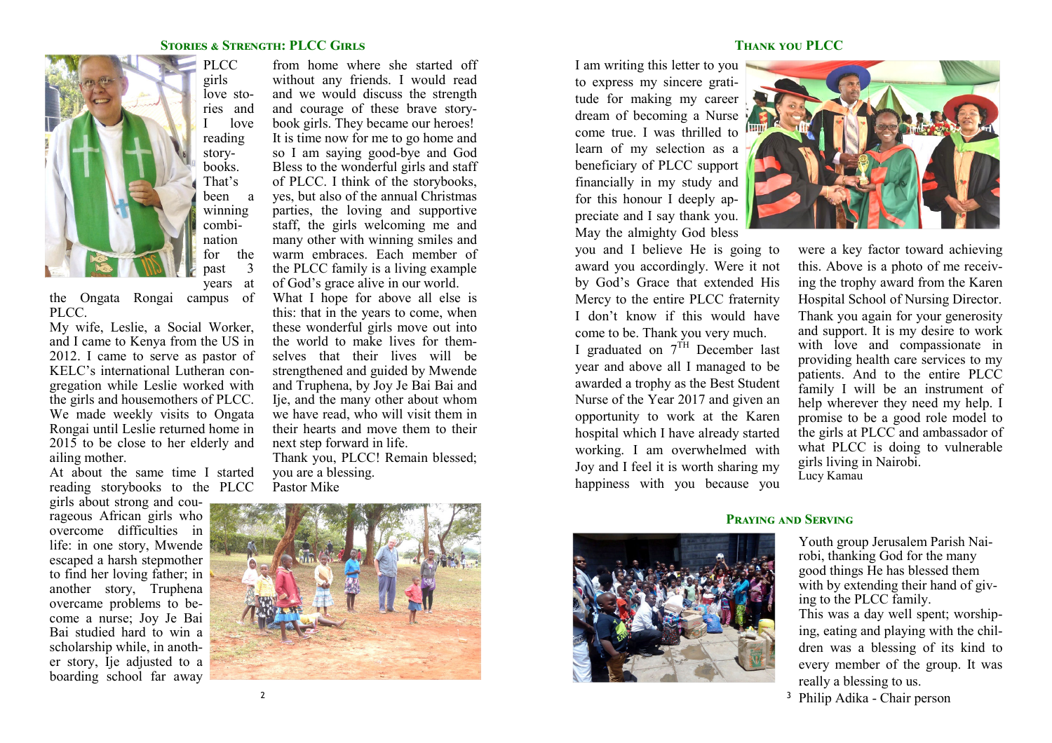## Stories & Strength: PLCC Girls

PLCC girls love stories and I love reading storybooks. That's been a winning combination for the past 3 years at the Ongata Rongai campus of PLCC.

My wife, Leslie, a Social Worker, and I came to Kenya from the US in 2012. I came to serve as pastor of KELC's international Lutheran congregation while Leslie worked with the girls and housemothers of PLCC. We made weekly visits to Ongata Rongai until Leslie returned home in 2015 to be close to her elderly and ailing mother.

At about the same time I started reading storybooks to the PLCC girls about strong and courageous African girls who overcome difficulties in life: in one story, Mwende escaped a harsh stepmother to find her loving father; in another story, Truphena overcame problems to become a nurse; Joy Je Bai Bai studied hard to win a scholarship while, in another story, Ije adjusted to a boarding school far away from home where she started off without any friends. I would read and we would discuss the strength and courage of these brave storybook girls. They became our heroes! It is time now for me to go home and so I am saying good-bye and God Bless to the wonderful girls and staff of PLCC. I think of the storybooks, yes, but also of the annual Christmas parties, the loving and supportive staff, the girls welcoming me and many other with winning smiles and warm embraces. Each member of the PLCC family is a living example of God's grace alive in our world.

What I hope for above all else is this: that in the years to come, when these wonderful girls move out into the world to make lives for themselves that their lives will be strengthened and guided by Mwende and Truphena, by Joy Je Bai Bai and Ije, and the many other about whom we have read, who will visit them in their hearts and move them to their next step forward in life.

Thank you, PLCC! Remain blessed; you are a blessing.

Pastor Mike

## Thank you PLCC

I am writing this letter to you to express my sincere gratitude for making my career dream of becoming a Nurse come true. I was thrilled to learn of my selection as a beneficiary of PLCC support financially in my study and for this honour I deeply appreciate and I say thank you. May the almighty God bless you and I believe He is going to award you accordingly. Were it not by God's Grace that extended His Mercy to the entire PLCC fraternity I don't know if this would have come to be. Thank you very much.

I graduated on 7TH December last year and above all I managed to be awarded a trophy as the Best Student Nurse of the Year 2017 and given an opportunity to work at the Karen hospital which I have already started working. I am overwhelmed with Joy and I feel it is worth sharing my happiness with you because you were a key factor toward achieving this. Above is a photo of me receiving the trophy award from the Karen Hospital School of Nursing Director.

Thank you again for your generosity and support. It is my desire to work with love and compassionate in providing health care services to my patients. And to the entire PLCC family I will be an instrument of help wherever they need my help. I promise to be a good role model to the girls at PLCC and ambassador of what PLCC is doing to vulnerable girls living in Nairobi.

Lucy Kamau

## Praying and Serving

Youth group Jerusalem Parish Nairobi, thanking God for the many good things He has blessed them with by extending their hand of giving to the PLCC family.

This was a day well spent; worshiping, eating and playing with the children was a blessing of its kind to every member of the group. It was really a blessing to us.

Philip Adika - Chair person